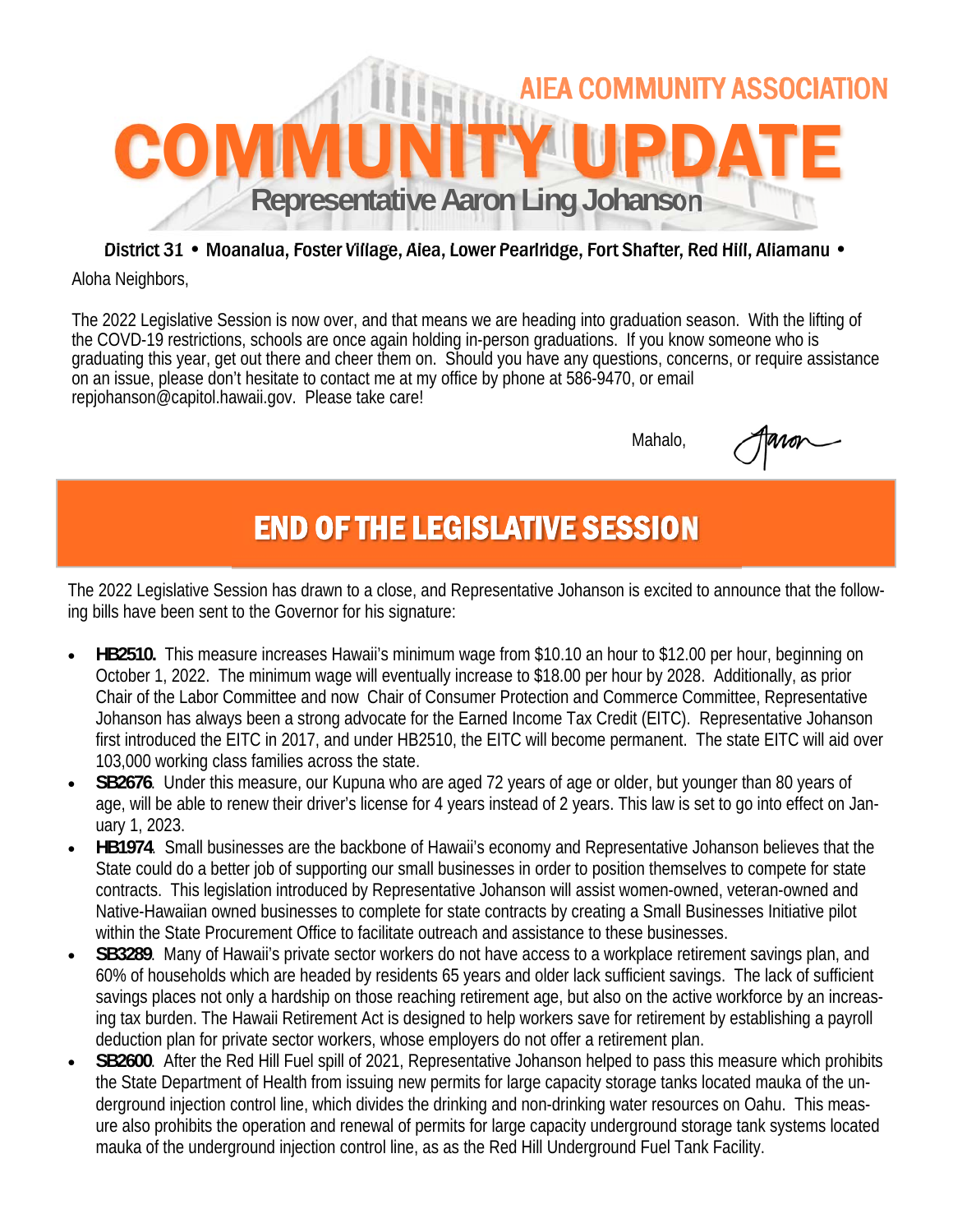AIEA COMMUNITY ASSOCIATION

# COMMUNITY UPDATE

## Representative Aaron Ling Johanson

**District 31 • Moanalua, Foster Village, Aiea, Lower Pearlridge, Fort Shafter, Red Hill, Aliamanu •**

Aloha Neighbors,

The 2022 Legislative Session is now over, and that means we are heading into graduation season. With the lifting of the COVD-19 restrictions, schools are once again holding in-person graduations. If you know someone who is graduating this year, get out there and cheer them on. Should you have any questions, concerns, or require assistance on an issue, please don't hesitate to contact me at my office by phone at 586-9470, or email repjohanson@capitol.hawaii.gov. Please take care!

Mahalo,

Aaron

## END OF THE LEGISLATIVE SESSION

The 2022 Legislative Session has drawn to a close, and Representative Johanson is excited to announce that the following bills have been sent to the Governor for his signature:

- **HB2510.** This measure increases Hawaii's minimum wage from $10.10 an hour to $12.00 per hour, beginning on October 1, 2022. The minimum wage will eventually increase to $18.00 per hour by 2028. Additionally, as prior Chair of the Labor Committee and now Chair of Consumer Protection and Commerce Committee, Representative Johanson has always been a strong advocate for the Earned Income Tax Credit (EITC). Representative Johanson first introduced the EITC in 2017, and under HB2510, the EITC will become permanent. The state EITC will aid over 103,000 working class families across the state.
- **SB2676**. Under this measure, our Kupuna who are aged 72 years of age or older, but younger than 80 years of age, will be able to renew their driver's license for 4 years instead of 2 years. This law is set to go into effect on January 1, 2023.
- **HB1974**. Small businesses are the backbone of Hawaii's economy and Representative Johanson believes that the State could do a better job of supporting our small businesses in order to position themselves to compete for state contracts. This legislation introduced by Representative Johanson will assist women-owned, veteran-owned and Native-Hawaiian owned businesses to complete for state contracts by creating a Small Businesses Initiative pilot within the State Procurement Office to facilitate outreach and assistance to these businesses.
- **SB3289**. Many of Hawaii's private sector workers do not have access to a workplace retirement savings plan, and 60% of households which are headed by residents 65 years and older lack sufficient savings. The lack of sufficient savings places not only a hardship on those reaching retirement age, but also on the active workforce by an increasing tax burden. The Hawaii Retirement Act is designed to help workers save for retirement by establishing a payroll deduction plan for private sector workers, whose employers do not offer a retirement plan.
- **SB2600**. After the Red Hill Fuel spill of 2021, Representative Johanson helped to pass this measure which prohibits the State Department of Health from issuing new permits for large capacity storage tanks located mauka of the underground injection control line, which divides the drinking and non-drinking water resources on Oahu. This measure also prohibits the operation and renewal of permits for large capacity underground storage tank systems located mauka of the underground injection control line, as as the Red Hill Underground Fuel Tank Facility.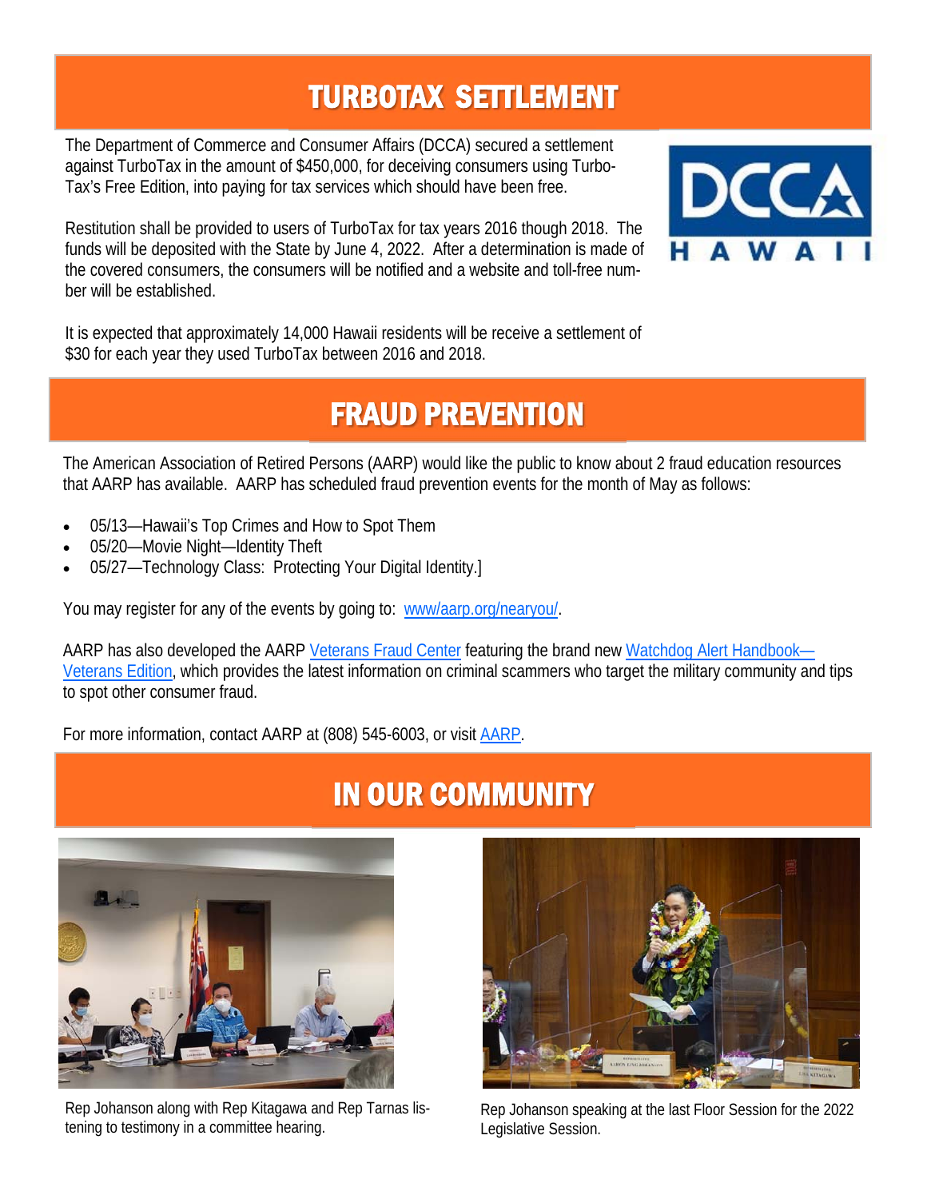## TURBOTAX SETTLEMENT

The Department of Commerce and Consumer Affairs (DCCA) secured a settlement against TurboTax in the amount of $450,000, for deceiving consumers using TurboTax's Free Edition, into paying for tax services which should have been free.

Restitution shall be provided to users of TurboTax for tax years 2016 though 2018. The funds will be deposited with the State by June 4, 2022. After a determination is made of the covered consumers, the consumers will be notified and a website and toll-free number will be established.

It is expected that approximately 14,000 Hawaii residents will be receive a settlement of $30 for each year they used TurboTax between 2016 and 2018.

## FRAUD PREVENTION

The American Association of Retired Persons (AARP) would like the public to know about 2 fraud education resources that AARP has available. AARP has scheduled fraud prevention events for the month of May as follows:

- 05/13—Hawaii's Top Crimes and How to Spot Them
- 05/20—Movie Night—Identity Theft
- 05/27—Technology Class: Protecting Your Digital Identity.]

You may register for any of the events by going to: www/aarp.org/nearyou/.

AARP has also developed the AARP Veterans Fraud Center featuring the brand new Watchdog Alert Handbook—Veterans Edition, which provides the latest information on criminal scammers who target the military community and tips to spot other consumer fraud.

For more information, contact AARP at (808) 545-6003, or visit AARP.

## IN OUR COMMUNITY

Rep Johanson along with Rep Kitagawa and Rep Tarnas listening to testimony in a committee hearing.

Rep Johanson speaking at the last Floor Session for the 2022 Legislative Session.